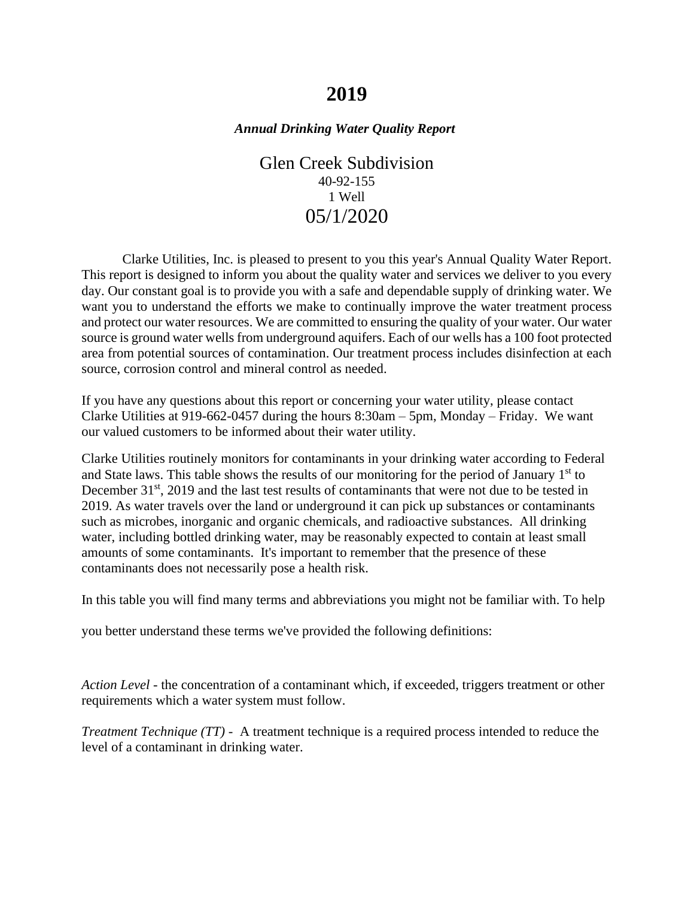# 2019

***Annual Drinking Water Quality Report***

Glen Creek Subdivision
40-92-155
1 Well
05/1/2020

Clarke Utilities, Inc. is pleased to present to you this year's Annual Quality Water Report. This report is designed to inform you about the quality water and services we deliver to you every day. Our constant goal is to provide you with a safe and dependable supply of drinking water. We want you to understand the efforts we make to continually improve the water treatment process and protect our water resources. We are committed to ensuring the quality of your water. Our water source is ground water wells from underground aquifers. Each of our wells has a 100 foot protected area from potential sources of contamination. Our treatment process includes disinfection at each source, corrosion control and mineral control as needed.

If you have any questions about this report or concerning your water utility, please contact Clarke Utilities at 919-662-0457 during the hours 8:30am – 5pm, Monday – Friday. We want our valued customers to be informed about their water utility.

Clarke Utilities routinely monitors for contaminants in your drinking water according to Federal and State laws. This table shows the results of our monitoring for the period of January 1st to December 31st, 2019 and the last test results of contaminants that were not due to be tested in 2019. As water travels over the land or underground it can pick up substances or contaminants such as microbes, inorganic and organic chemicals, and radioactive substances. All drinking water, including bottled drinking water, may be reasonably expected to contain at least small amounts of some contaminants. It's important to remember that the presence of these contaminants does not necessarily pose a health risk.

In this table you will find many terms and abbreviations you might not be familiar with. To help you better understand these terms we've provided the following definitions:

*Action Level* - the concentration of a contaminant which, if exceeded, triggers treatment or other requirements which a water system must follow.

*Treatment Technique (TT)* - A treatment technique is a required process intended to reduce the level of a contaminant in drinking water.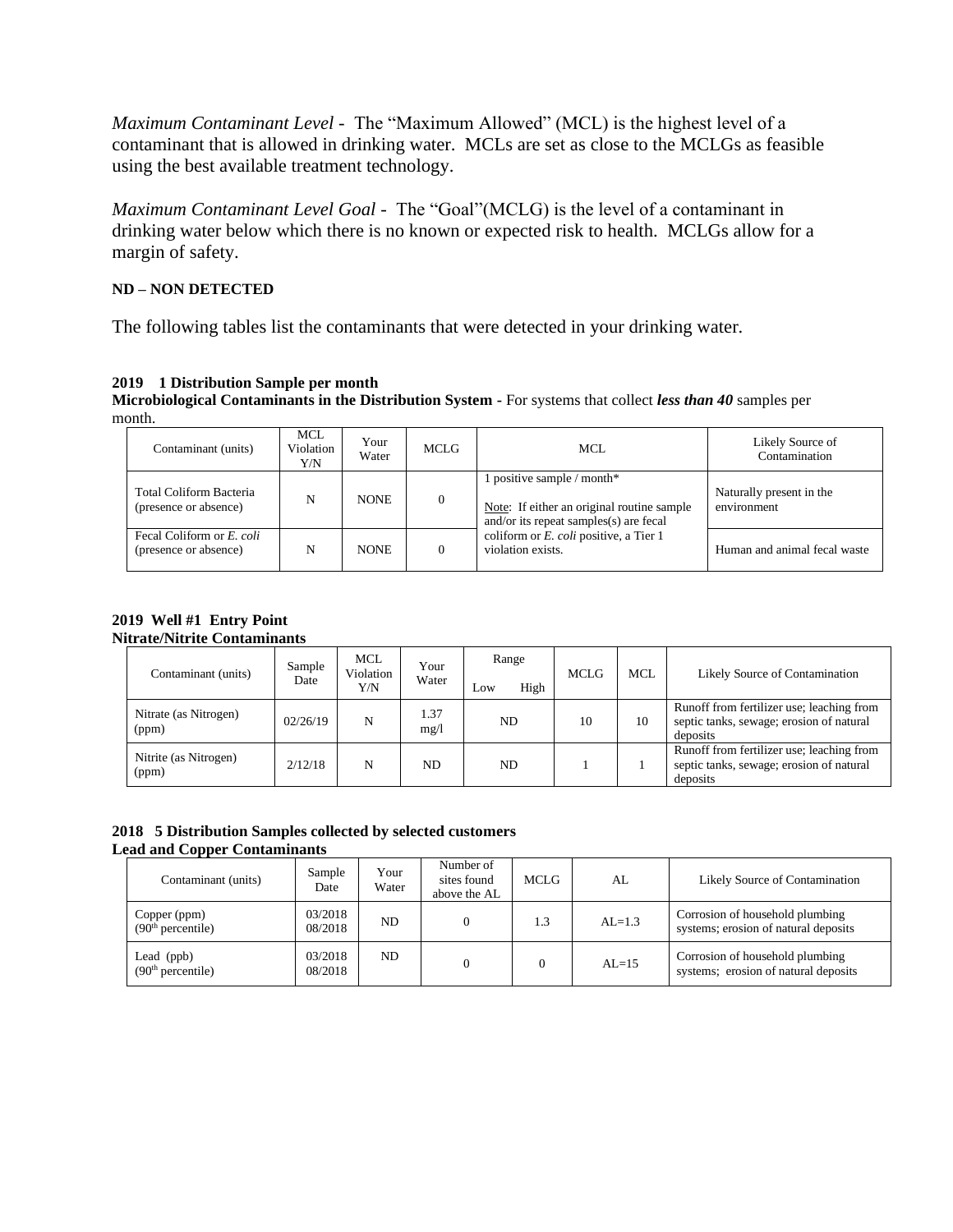*Maximum Contaminant Level* - The "Maximum Allowed" (MCL) is the highest level of a contaminant that is allowed in drinking water. MCLs are set as close to the MCLGs as feasible using the best available treatment technology.

*Maximum Contaminant Level Goal* - The "Goal"(MCLG) is the level of a contaminant in drinking water below which there is no known or expected risk to health. MCLGs allow for a margin of safety.

**ND – NON DETECTED**

The following tables list the contaminants that were detected in your drinking water.

**2019 1 Distribution Sample per month**
**Microbiological Contaminants in the Distribution System -** For systems that collect ***less than 40*** samples per month.

| Contaminant (units) | MCL Violation Y/N | Your Water | MCLG | MCL | Likely Source of Contamination |
|---|---|---|---|---|---|
| Total Coliform Bacteria (presence or absence) | N | NONE | 0 | 1 positive sample / month* Note: If either an original routine sample and/or its repeat samples(s) are fecal coliform or *E. coli* positive, a Tier 1 violation exists. | Naturally present in the environment |
| Fecal Coliform or *E. coli* (presence or absence) | N | NONE | 0 | | Human and animal fecal waste |

**2019 Well #1 Entry Point**
**Nitrate/Nitrite Contaminants**

| Contaminant (units) | Sample Date | MCL Violation Y/N | Your Water | Range Low | Range High | MCLG | MCL | Likely Source of Contamination |
|---|---|---|---|---|---|---|---|---|
| Nitrate (as Nitrogen) (ppm) | 02/26/19 | N | 1.37 mg/l | ND | | 10 | 10 | Runoff from fertilizer use; leaching from septic tanks, sewage; erosion of natural deposits |
| Nitrite (as Nitrogen) (ppm) | 2/12/18 | N | ND | ND | | 1 | 1 | Runoff from fertilizer use; leaching from septic tanks, sewage; erosion of natural deposits |

**2018 5 Distribution Samples collected by selected customers**
**Lead and Copper Contaminants**

| Contaminant (units) | Sample Date | Your Water | Number of sites found above the AL | MCLG | AL | Likely Source of Contamination |
|---|---|---|---|---|---|---|
| Copper (ppm) (90th percentile) | 03/2018 08/2018 | ND | 0 | 1.3 | AL=1.3 | Corrosion of household plumbing systems; erosion of natural deposits |
| Lead (ppb) (90th percentile) | 03/2018 08/2018 | ND | 0 | 0 | AL=15 | Corrosion of household plumbing systems; erosion of natural deposits |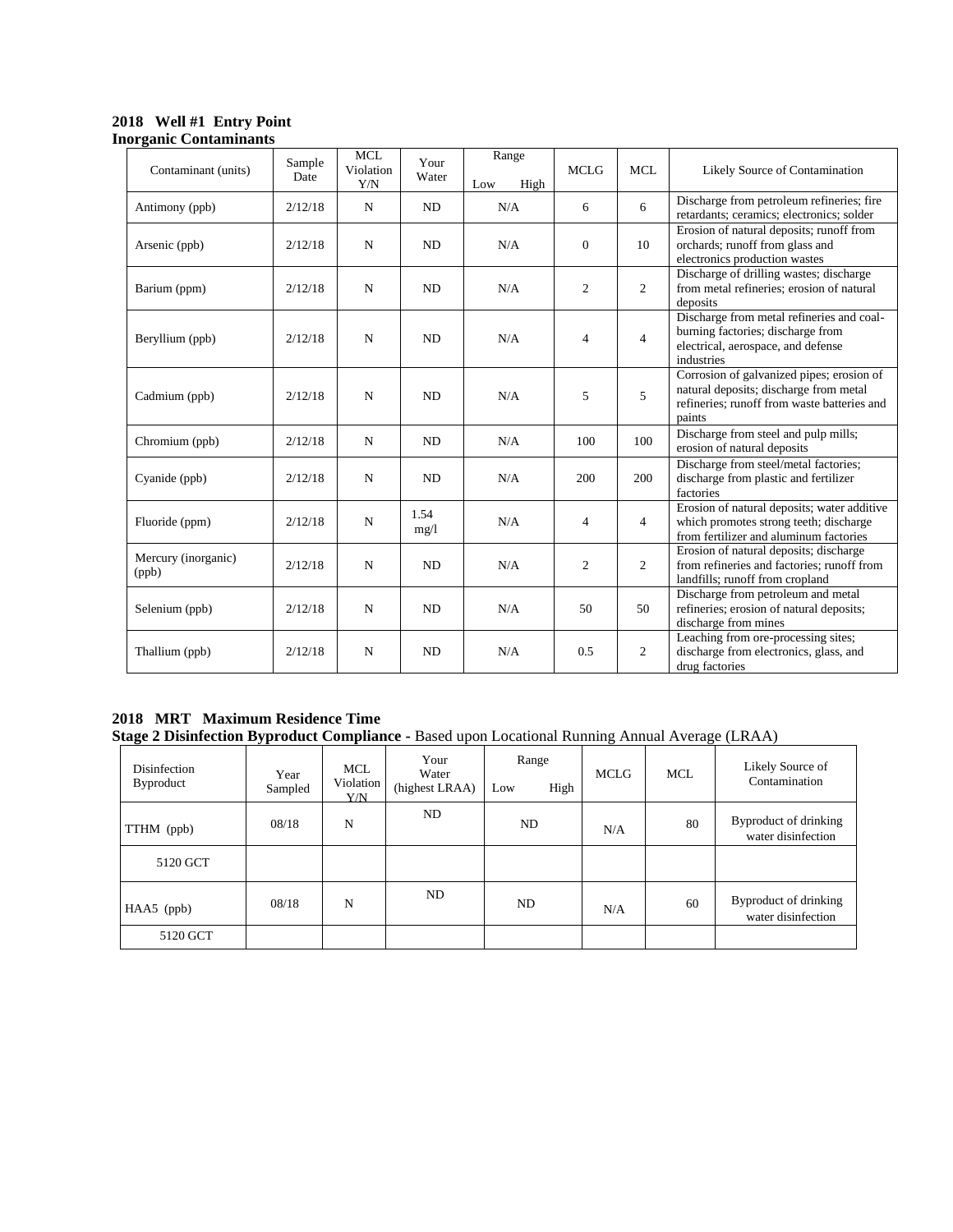**2018 Well #1 Entry Point**
**Inorganic Contaminants**

| Contaminant (units) | Sample Date | MCL Violation Y/N | Your Water | Range Low | High | MCLG | MCL | Likely Source of Contamination |
|---|---|---|---|---|---|---|---|---|
| Antimony (ppb) | 2/12/18 | N | ND | N/A | | 6 | 6 | Discharge from petroleum refineries; fire retardants; ceramics; electronics; solder |
| Arsenic (ppb) | 2/12/18 | N | ND | N/A | | 0 | 10 | Erosion of natural deposits; runoff from orchards; runoff from glass and electronics production wastes |
| Barium (ppm) | 2/12/18 | N | ND | N/A | | 2 | 2 | Discharge of drilling wastes; discharge from metal refineries; erosion of natural deposits |
| Beryllium (ppb) | 2/12/18 | N | ND | N/A | | 4 | 4 | Discharge from metal refineries and coal-burning factories; discharge from electrical, aerospace, and defense industries |
| Cadmium (ppb) | 2/12/18 | N | ND | N/A | | 5 | 5 | Corrosion of galvanized pipes; erosion of natural deposits; discharge from metal refineries; runoff from waste batteries and paints |
| Chromium (ppb) | 2/12/18 | N | ND | N/A | | 100 | 100 | Discharge from steel and pulp mills; erosion of natural deposits |
| Cyanide (ppb) | 2/12/18 | N | ND | N/A | | 200 | 200 | Discharge from steel/metal factories; discharge from plastic and fertilizer factories |
| Fluoride (ppm) | 2/12/18 | N | 1.54 mg/l | N/A | | 4 | 4 | Erosion of natural deposits; water additive which promotes strong teeth; discharge from fertilizer and aluminum factories |
| Mercury (inorganic) (ppb) | 2/12/18 | N | ND | N/A | | 2 | 2 | Erosion of natural deposits; discharge from refineries and factories; runoff from landfills; runoff from cropland |
| Selenium (ppb) | 2/12/18 | N | ND | N/A | | 50 | 50 | Discharge from petroleum and metal refineries; erosion of natural deposits; discharge from mines |
| Thallium (ppb) | 2/12/18 | N | ND | N/A | | 0.5 | 2 | Leaching from ore-processing sites; discharge from electronics, glass, and drug factories |

**2018 MRT Maximum Residence Time**
**Stage 2 Disinfection Byproduct Compliance** - Based upon Locational Running Annual Average (LRAA)

| Disinfection Byproduct | Year Sampled | MCL Violation Y/N | Your Water (highest LRAA) | Range Low | High | MCLG | MCL | Likely Source of Contamination |
|---|---|---|---|---|---|---|---|---|
| TTHM (ppb) | 08/18 | N | ND | ND | | N/A | 80 | Byproduct of drinking water disinfection |
| 5120 GCT | | | | | | | | |
| HAA5 (ppb) | 08/18 | N | ND | ND | | N/A | 60 | Byproduct of drinking water disinfection |
| 5120 GCT | | | | | | | | |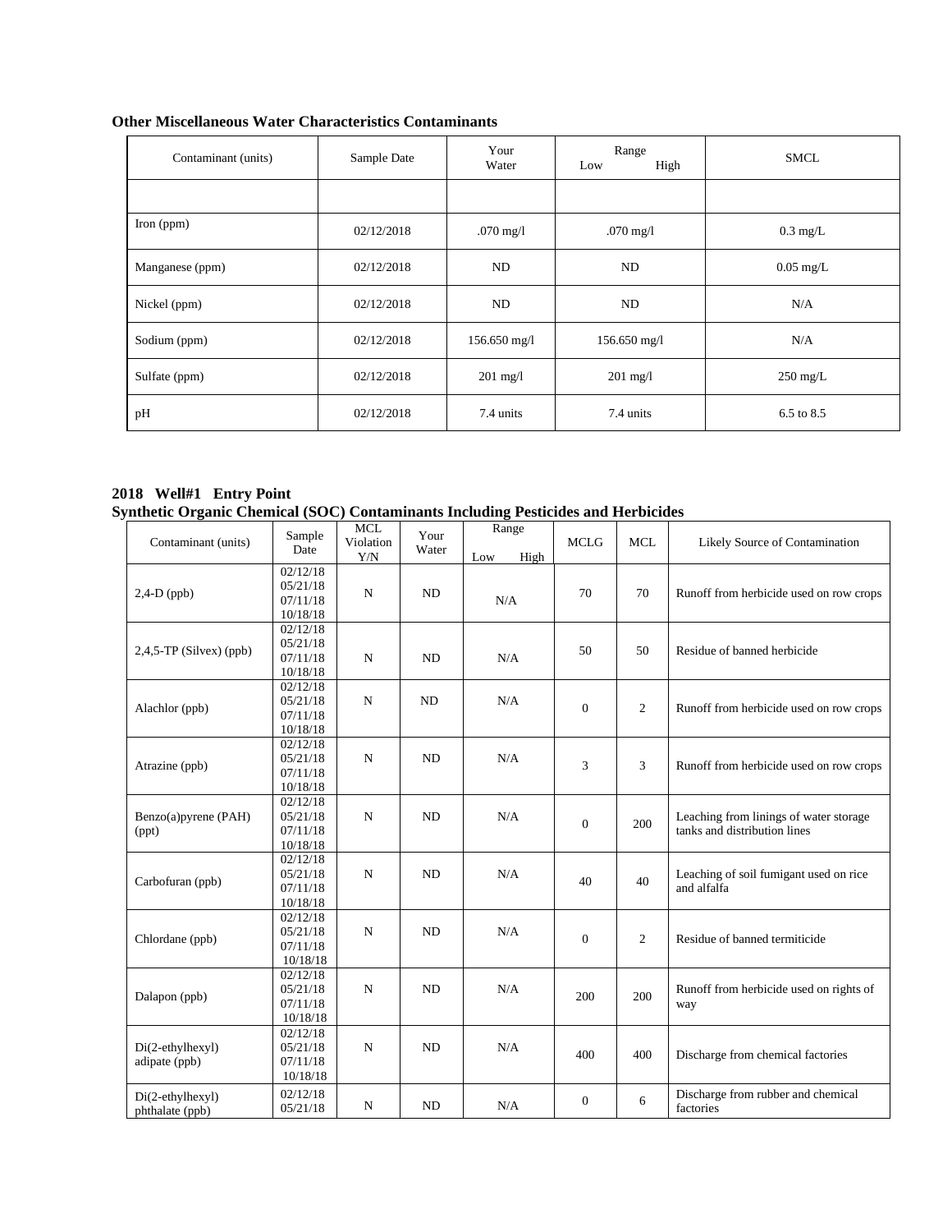**Other Miscellaneous Water Characteristics Contaminants**

| Contaminant (units) | Sample Date | Your Water | Range Low High | SMCL |
|---|---|---|---|---|
| | | | | |
| Iron (ppm) | 02/12/2018 | .070 mg/l | .070 mg/l | 0.3 mg/L |
| Manganese (ppm) | 02/12/2018 | ND | ND | 0.05 mg/L |
| Nickel (ppm) | 02/12/2018 | ND | ND | N/A |
| Sodium (ppm) | 02/12/2018 | 156.650 mg/l | 156.650 mg/l | N/A |
| Sulfate (ppm) | 02/12/2018 | 201 mg/l | 201 mg/l | 250 mg/L |
| pH | 02/12/2018 | 7.4 units | 7.4 units | 6.5 to 8.5 |

**2018 Well#1 Entry Point**
**Synthetic Organic Chemical (SOC) Contaminants Including Pesticides and Herbicides**

| Contaminant (units) | Sample Date | MCL Violation Y/N | Your Water | Range Low High | MCLG | MCL | Likely Source of Contamination |
|---|---|---|---|---|---|---|---|
| 2,4-D (ppb) | 02/12/18 05/21/18 07/11/18 10/18/18 | N | ND | N/A | 70 | 70 | Runoff from herbicide used on row crops |
| 2,4,5-TP (Silvex) (ppb) | 02/12/18 05/21/18 07/11/18 10/18/18 | N | ND | N/A | 50 | 50 | Residue of banned herbicide |
| Alachlor (ppb) | 02/12/18 05/21/18 07/11/18 10/18/18 | N | ND | N/A | 0 | 2 | Runoff from herbicide used on row crops |
| Atrazine (ppb) | 02/12/18 05/21/18 07/11/18 10/18/18 | N | ND | N/A | 3 | 3 | Runoff from herbicide used on row crops |
| Benzo(a)pyrene (PAH) (ppt) | 02/12/18 05/21/18 07/11/18 10/18/18 | N | ND | N/A | 0 | 200 | Leaching from linings of water storage tanks and distribution lines |
| Carbofuran (ppb) | 02/12/18 05/21/18 07/11/18 10/18/18 | N | ND | N/A | 40 | 40 | Leaching of soil fumigant used on rice and alfalfa |
| Chlordane (ppb) | 02/12/18 05/21/18 07/11/18 10/18/18 | N | ND | N/A | 0 | 2 | Residue of banned termiticide |
| Dalapon (ppb) | 02/12/18 05/21/18 07/11/18 10/18/18 | N | ND | N/A | 200 | 200 | Runoff from herbicide used on rights of way |
| Di(2-ethylhexyl) adipate (ppb) | 02/12/18 05/21/18 07/11/18 10/18/18 | N | ND | N/A | 400 | 400 | Discharge from chemical factories |
| Di(2-ethylhexyl) phthalate (ppb) | 02/12/18 05/21/18 | N | ND | N/A | 0 | 6 | Discharge from rubber and chemical factories |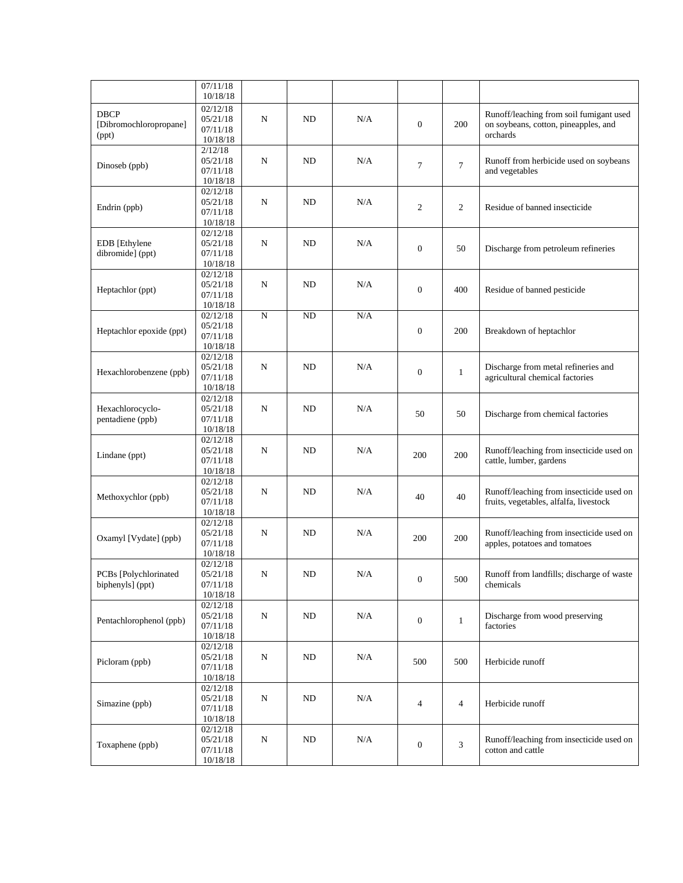| | | | | | | | |
|---|---|---|---|---|---|---|---|
| | 07/11/18 10/18/18 | | | | | | |
| DBCP [Dibromochloropropane] (ppt) | 02/12/18 05/21/18 07/11/18 10/18/18 | N | ND | N/A | 0 | 200 | Runoff/leaching from soil fumigant used on soybeans, cotton, pineapples, and orchards |
| Dinoseb (ppb) | 2/12/18 05/21/18 07/11/18 10/18/18 | N | ND | N/A | 7 | 7 | Runoff from herbicide used on soybeans and vegetables |
| Endrin (ppb) | 02/12/18 05/21/18 07/11/18 10/18/18 | N | ND | N/A | 2 | 2 | Residue of banned insecticide |
| EDB [Ethylene dibromide] (ppt) | 02/12/18 05/21/18 07/11/18 10/18/18 | N | ND | N/A | 0 | 50 | Discharge from petroleum refineries |
| Heptachlor (ppt) | 02/12/18 05/21/18 07/11/18 10/18/18 | N | ND | N/A | 0 | 400 | Residue of banned pesticide |
| Heptachlor epoxide (ppt) | 02/12/18 05/21/18 07/11/18 10/18/18 | N | ND | N/A | 0 | 200 | Breakdown of heptachlor |
| Hexachlorobenzene (ppb) | 02/12/18 05/21/18 07/11/18 10/18/18 | N | ND | N/A | 0 | 1 | Discharge from metal refineries and agricultural chemical factories |
| Hexachlorocyclo-pentadiene (ppb) | 02/12/18 05/21/18 07/11/18 10/18/18 | N | ND | N/A | 50 | 50 | Discharge from chemical factories |
| Lindane (ppt) | 02/12/18 05/21/18 07/11/18 10/18/18 | N | ND | N/A | 200 | 200 | Runoff/leaching from insecticide used on cattle, lumber, gardens |
| Methoxychlor (ppb) | 02/12/18 05/21/18 07/11/18 10/18/18 | N | ND | N/A | 40 | 40 | Runoff/leaching from insecticide used on fruits, vegetables, alfalfa, livestock |
| Oxamyl [Vydate] (ppb) | 02/12/18 05/21/18 07/11/18 10/18/18 | N | ND | N/A | 200 | 200 | Runoff/leaching from insecticide used on apples, potatoes and tomatoes |
| PCBs [Polychlorinated biphenyls] (ppt) | 02/12/18 05/21/18 07/11/18 10/18/18 | N | ND | N/A | 0 | 500 | Runoff from landfills; discharge of waste chemicals |
| Pentachlorophenol (ppb) | 02/12/18 05/21/18 07/11/18 10/18/18 | N | ND | N/A | 0 | 1 | Discharge from wood preserving factories |
| Picloram (ppb) | 02/12/18 05/21/18 07/11/18 10/18/18 | N | ND | N/A | 500 | 500 | Herbicide runoff |
| Simazine (ppb) | 02/12/18 05/21/18 07/11/18 10/18/18 | N | ND | N/A | 4 | 4 | Herbicide runoff |
| Toxaphene (ppb) | 02/12/18 05/21/18 07/11/18 10/18/18 | N | ND | N/A | 0 | 3 | Runoff/leaching from insecticide used on cotton and cattle |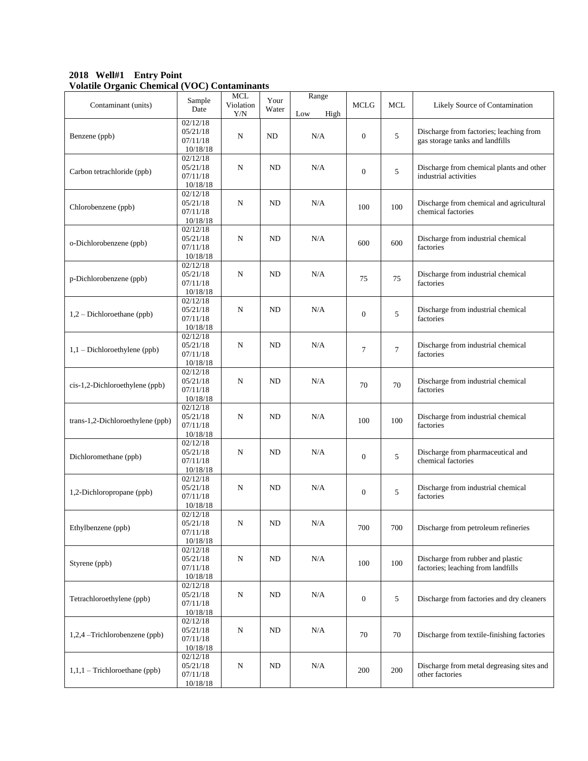**2018 Well#1 Entry Point**
**Volatile Organic Chemical (VOC) Contaminants**

| Contaminant (units) | Sample Date | MCL Violation Y/N | Your Water | Range Low High | MCLG | MCL | Likely Source of Contamination |
|---|---|---|---|---|---|---|---|
| Benzene (ppb) | 02/12/18 05/21/18 07/11/18 10/18/18 | N | ND | N/A | 0 | 5 | Discharge from factories; leaching from gas storage tanks and landfills |
| Carbon tetrachloride (ppb) | 02/12/18 05/21/18 07/11/18 10/18/18 | N | ND | N/A | 0 | 5 | Discharge from chemical plants and other industrial activities |
| Chlorobenzene (ppb) | 02/12/18 05/21/18 07/11/18 10/18/18 | N | ND | N/A | 100 | 100 | Discharge from chemical and agricultural chemical factories |
| o-Dichlorobenzene (ppb) | 02/12/18 05/21/18 07/11/18 10/18/18 | N | ND | N/A | 600 | 600 | Discharge from industrial chemical factories |
| p-Dichlorobenzene (ppb) | 02/12/18 05/21/18 07/11/18 10/18/18 | N | ND | N/A | 75 | 75 | Discharge from industrial chemical factories |
| 1,2 – Dichloroethane (ppb) | 02/12/18 05/21/18 07/11/18 10/18/18 | N | ND | N/A | 0 | 5 | Discharge from industrial chemical factories |
| 1,1 – Dichloroethylene (ppb) | 02/12/18 05/21/18 07/11/18 10/18/18 | N | ND | N/A | 7 | 7 | Discharge from industrial chemical factories |
| cis-1,2-Dichloroethylene (ppb) | 02/12/18 05/21/18 07/11/18 10/18/18 | N | ND | N/A | 70 | 70 | Discharge from industrial chemical factories |
| trans-1,2-Dichloroethylene (ppb) | 02/12/18 05/21/18 07/11/18 10/18/18 | N | ND | N/A | 100 | 100 | Discharge from industrial chemical factories |
| Dichloromethane (ppb) | 02/12/18 05/21/18 07/11/18 10/18/18 | N | ND | N/A | 0 | 5 | Discharge from pharmaceutical and chemical factories |
| 1,2-Dichloropropane (ppb) | 02/12/18 05/21/18 07/11/18 10/18/18 | N | ND | N/A | 0 | 5 | Discharge from industrial chemical factories |
| Ethylbenzene (ppb) | 02/12/18 05/21/18 07/11/18 10/18/18 | N | ND | N/A | 700 | 700 | Discharge from petroleum refineries |
| Styrene (ppb) | 02/12/18 05/21/18 07/11/18 10/18/18 | N | ND | N/A | 100 | 100 | Discharge from rubber and plastic factories; leaching from landfills |
| Tetrachloroethylene (ppb) | 02/12/18 05/21/18 07/11/18 10/18/18 | N | ND | N/A | 0 | 5 | Discharge from factories and dry cleaners |
| 1,2,4 –Trichlorobenzene (ppb) | 02/12/18 05/21/18 07/11/18 10/18/18 | N | ND | N/A | 70 | 70 | Discharge from textile-finishing factories |
| 1,1,1 – Trichloroethane (ppb) | 02/12/18 05/21/18 07/11/18 10/18/18 | N | ND | N/A | 200 | 200 | Discharge from metal degreasing sites and other factories |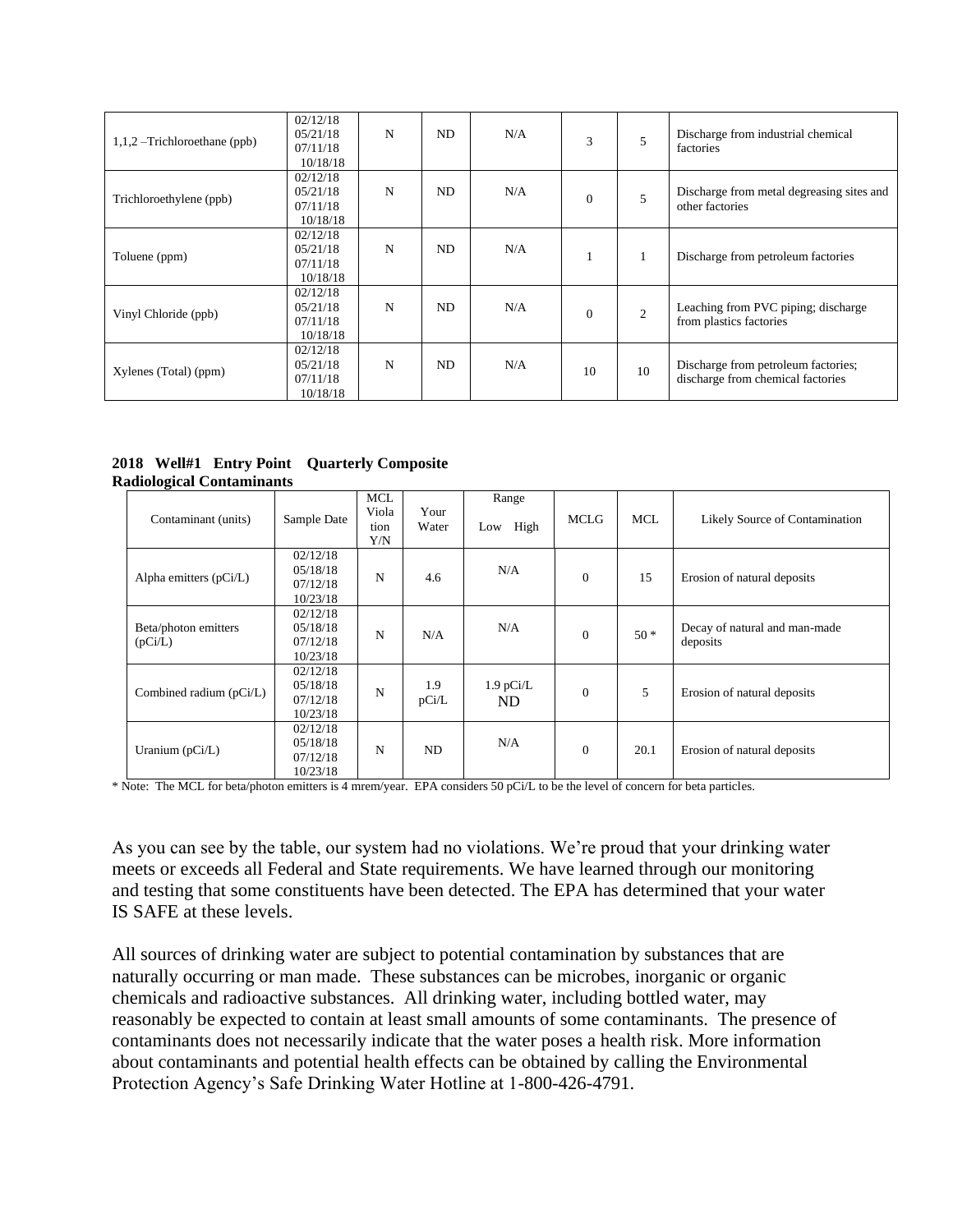| 1,1,2 –Trichloroethane (ppb) | 02/12/18<br>05/21/18<br>07/11/18<br>10/18/18 | N | ND | N/A | 3 | 5 | Discharge from industrial chemical factories |
|---|---|---|---|---|---|---|---|
| Trichloroethylene (ppb) | 02/12/18<br>05/21/18<br>07/11/18<br>10/18/18 | N | ND | N/A | 0 | 5 | Discharge from metal degreasing sites and other factories |
| Toluene (ppm) | 02/12/18<br>05/21/18<br>07/11/18<br>10/18/18 | N | ND | N/A | 1 | 1 | Discharge from petroleum factories |
| Vinyl Chloride (ppb) | 02/12/18<br>05/21/18<br>07/11/18<br>10/18/18 | N | ND | N/A | 0 | 2 | Leaching from PVC piping; discharge from plastics factories |
| Xylenes (Total) (ppm) | 02/12/18<br>05/21/18<br>07/11/18<br>10/18/18 | N | ND | N/A | 10 | 10 | Discharge from petroleum factories; discharge from chemical factories |

**2018 Well#1 Entry Point Quarterly Composite**
**Radiological Contaminants**

| Contaminant (units) | Sample Date | MCL Violation Y/N | Your Water | Range Low High | MCLG | MCL | Likely Source of Contamination |
|---|---|---|---|---|---|---|---|
| Alpha emitters (pCi/L) | 02/12/18<br>05/18/18<br>07/12/18<br>10/23/18 | N | 4.6 | N/A | 0 | 15 | Erosion of natural deposits |
| Beta/photon emitters (pCi/L) | 02/12/18<br>05/18/18<br>07/12/18<br>10/23/18 | N | N/A | N/A | 0 | 50 * | Decay of natural and man-made deposits |
| Combined radium (pCi/L) | 02/12/18<br>05/18/18<br>07/12/18<br>10/23/18 | N | 1.9 pCi/L | 1.9 pCi/L ND | 0 | 5 | Erosion of natural deposits |
| Uranium (pCi/L) | 02/12/18<br>05/18/18<br>07/12/18<br>10/23/18 | N | ND | N/A | 0 | 20.1 | Erosion of natural deposits |

* Note: The MCL for beta/photon emitters is 4 mrem/year. EPA considers 50 pCi/L to be the level of concern for beta particles.

As you can see by the table, our system had no violations. We're proud that your drinking water meets or exceeds all Federal and State requirements. We have learned through our monitoring and testing that some constituents have been detected. The EPA has determined that your water IS SAFE at these levels.

All sources of drinking water are subject to potential contamination by substances that are naturally occurring or man made. These substances can be microbes, inorganic or organic chemicals and radioactive substances. All drinking water, including bottled water, may reasonably be expected to contain at least small amounts of some contaminants. The presence of contaminants does not necessarily indicate that the water poses a health risk. More information about contaminants and potential health effects can be obtained by calling the Environmental Protection Agency's Safe Drinking Water Hotline at 1-800-426-4791.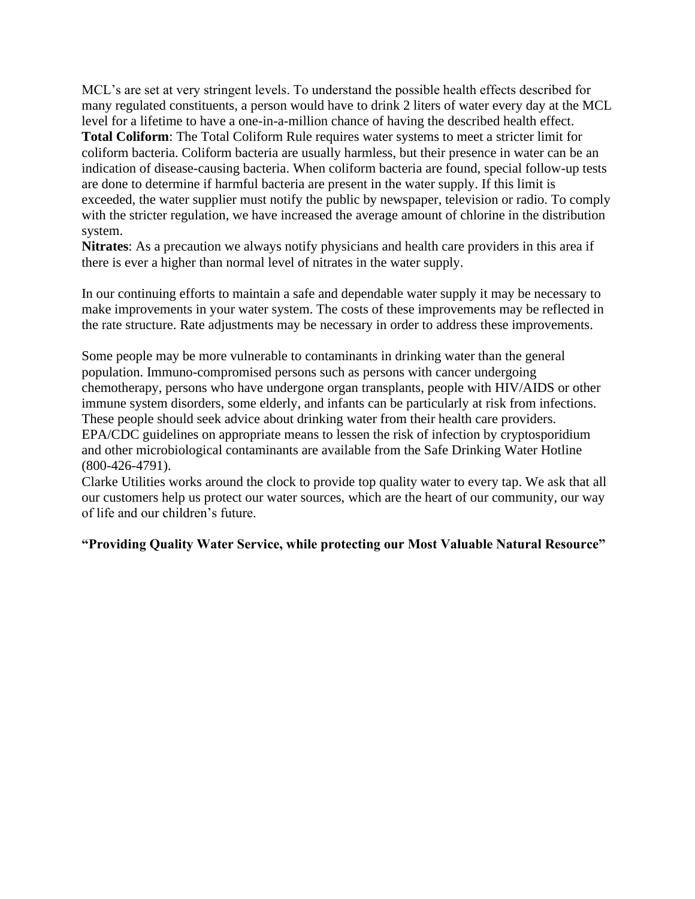MCL's are set at very stringent levels. To understand the possible health effects described for many regulated constituents, a person would have to drink 2 liters of water every day at the MCL level for a lifetime to have a one-in-a-million chance of having the described health effect.
**Total Coliform**: The Total Coliform Rule requires water systems to meet a stricter limit for coliform bacteria. Coliform bacteria are usually harmless, but their presence in water can be an indication of disease-causing bacteria. When coliform bacteria are found, special follow-up tests are done to determine if harmful bacteria are present in the water supply. If this limit is exceeded, the water supplier must notify the public by newspaper, television or radio. To comply with the stricter regulation, we have increased the average amount of chlorine in the distribution system.
**Nitrates**: As a precaution we always notify physicians and health care providers in this area if there is ever a higher than normal level of nitrates in the water supply.

In our continuing efforts to maintain a safe and dependable water supply it may be necessary to make improvements in your water system. The costs of these improvements may be reflected in the rate structure. Rate adjustments may be necessary in order to address these improvements.

Some people may be more vulnerable to contaminants in drinking water than the general population. Immuno-compromised persons such as persons with cancer undergoing chemotherapy, persons who have undergone organ transplants, people with HIV/AIDS or other immune system disorders, some elderly, and infants can be particularly at risk from infections. These people should seek advice about drinking water from their health care providers. EPA/CDC guidelines on appropriate means to lessen the risk of infection by cryptosporidium and other microbiological contaminants are available from the Safe Drinking Water Hotline (800-426-4791).
Clarke Utilities works around the clock to provide top quality water to every tap. We ask that all our customers help us protect our water sources, which are the heart of our community, our way of life and our children's future.

**"Providing Quality Water Service, while protecting our Most Valuable Natural Resource"**